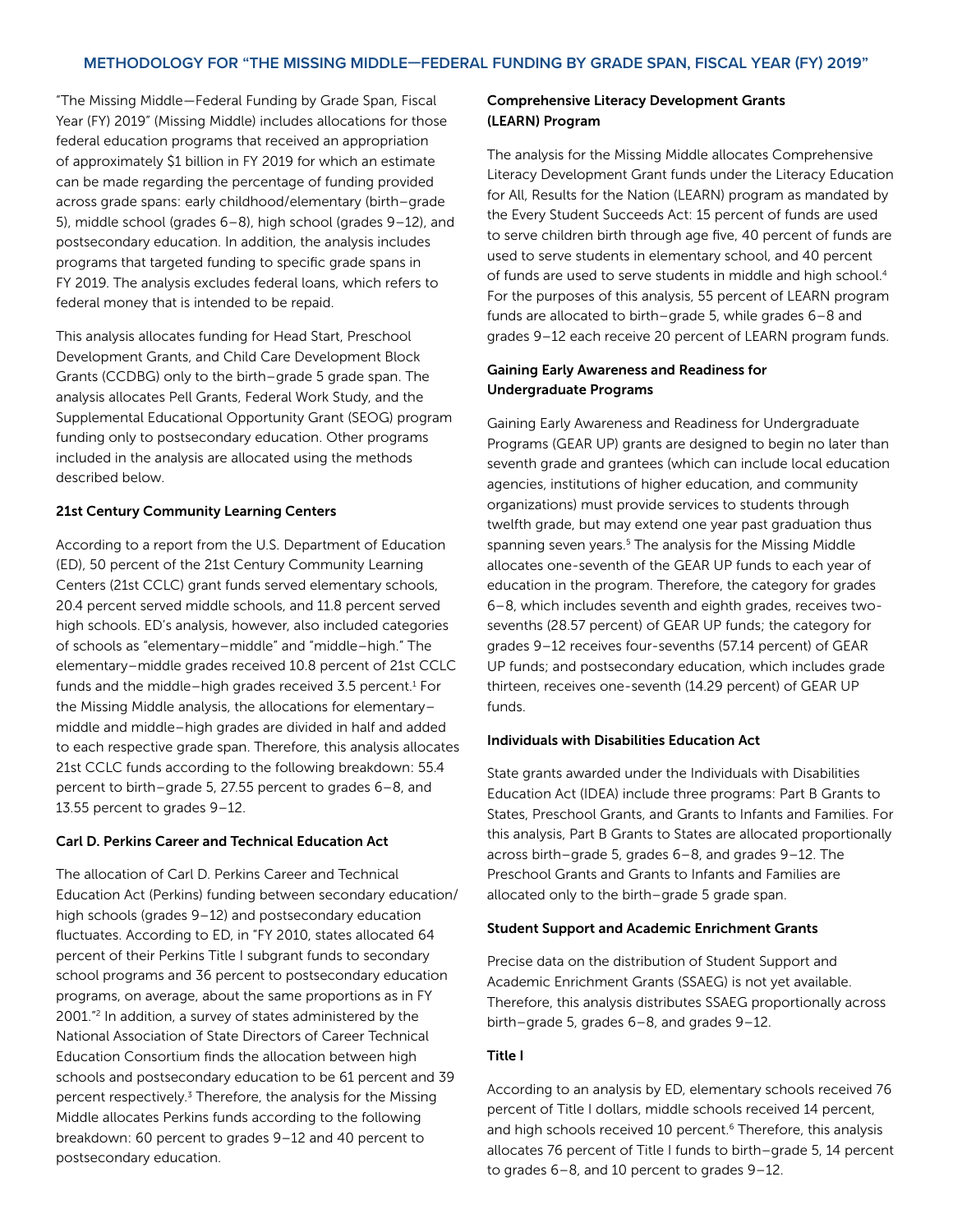## METHODOLOGY FOR "THE MISSING MIDDLE—FEDERAL FUNDING BY GRADE SPAN, FISCAL YEAR (FY) 2019"

"The Missing Middle—Federal Funding by Grade Span, Fiscal Year (FY) 2019" (Missing Middle) includes allocations for those federal education programs that received an appropriation of approximately $1 billion in FY 2019 for which an estimate can be made regarding the percentage of funding provided across grade spans: early childhood/elementary (birth–grade 5), middle school (grades 6–8), high school (grades 9–12), and postsecondary education. In addition, the analysis includes programs that targeted funding to specific grade spans in FY 2019. The analysis excludes federal loans, which refers to federal money that is intended to be repaid.

This analysis allocates funding for Head Start, Preschool Development Grants, and Child Care Development Block Grants (CCDBG) only to the birth–grade 5 grade span. The analysis allocates Pell Grants, Federal Work Study, and the Supplemental Educational Opportunity Grant (SEOG) program funding only to postsecondary education. Other programs included in the analysis are allocated using the methods described below.

### 21st Century Community Learning Centers

According to a report from the U.S. Department of Education (ED), 50 percent of the 21st Century Community Learning Centers (21st CCLC) grant funds served elementary schools, 20.4 percent served middle schools, and 11.8 percent served high schools. ED's analysis, however, also included categories of schools as "elementary–middle" and "middle–high." The elementary–middle grades received 10.8 percent of 21st CCLC funds and the middle–high grades received 3.5 percent.[1] For the Missing Middle analysis, the allocations for elementary–middle and middle–high grades are divided in half and added to each respective grade span. Therefore, this analysis allocates 21st CCLC funds according to the following breakdown: 55.4 percent to birth–grade 5, 27.55 percent to grades 6–8, and 13.55 percent to grades 9–12.

### Carl D. Perkins Career and Technical Education Act

The allocation of Carl D. Perkins Career and Technical Education Act (Perkins) funding between secondary education/high schools (grades 9–12) and postsecondary education fluctuates. According to ED, in "FY 2010, states allocated 64 percent of their Perkins Title I subgrant funds to secondary school programs and 36 percent to postsecondary education programs, on average, about the same proportions as in FY 2001."[2] In addition, a survey of states administered by the National Association of State Directors of Career Technical Education Consortium finds the allocation between high schools and postsecondary education to be 61 percent and 39 percent respectively.[3] Therefore, the analysis for the Missing Middle allocates Perkins funds according to the following breakdown: 60 percent to grades 9–12 and 40 percent to postsecondary education.

### Comprehensive Literacy Development Grants (LEARN) Program

The analysis for the Missing Middle allocates Comprehensive Literacy Development Grant funds under the Literacy Education for All, Results for the Nation (LEARN) program as mandated by the Every Student Succeeds Act: 15 percent of funds are used to serve children birth through age five, 40 percent of funds are used to serve students in elementary school, and 40 percent of funds are used to serve students in middle and high school.[4] For the purposes of this analysis, 55 percent of LEARN program funds are allocated to birth–grade 5, while grades 6–8 and grades 9–12 each receive 20 percent of LEARN program funds.

### Gaining Early Awareness and Readiness for Undergraduate Programs

Gaining Early Awareness and Readiness for Undergraduate Programs (GEAR UP) grants are designed to begin no later than seventh grade and grantees (which can include local education agencies, institutions of higher education, and community organizations) must provide services to students through twelfth grade, but may extend one year past graduation thus spanning seven years.[5] The analysis for the Missing Middle allocates one-seventh of the GEAR UP funds to each year of education in the program. Therefore, the category for grades 6–8, which includes seventh and eighth grades, receives two-sevenths (28.57 percent) of GEAR UP funds; the category for grades 9–12 receives four-sevenths (57.14 percent) of GEAR UP funds; and postsecondary education, which includes grade thirteen, receives one-seventh (14.29 percent) of GEAR UP funds.

### Individuals with Disabilities Education Act

State grants awarded under the Individuals with Disabilities Education Act (IDEA) include three programs: Part B Grants to States, Preschool Grants, and Grants to Infants and Families. For this analysis, Part B Grants to States are allocated proportionally across birth–grade 5, grades 6–8, and grades 9–12. The Preschool Grants and Grants to Infants and Families are allocated only to the birth–grade 5 grade span.

### Student Support and Academic Enrichment Grants

Precise data on the distribution of Student Support and Academic Enrichment Grants (SSAEG) is not yet available. Therefore, this analysis distributes SSAEG proportionally across birth–grade 5, grades 6–8, and grades 9–12.

### Title I

According to an analysis by ED, elementary schools received 76 percent of Title I dollars, middle schools received 14 percent, and high schools received 10 percent.[6] Therefore, this analysis allocates 76 percent of Title I funds to birth–grade 5, 14 percent to grades 6–8, and 10 percent to grades 9–12.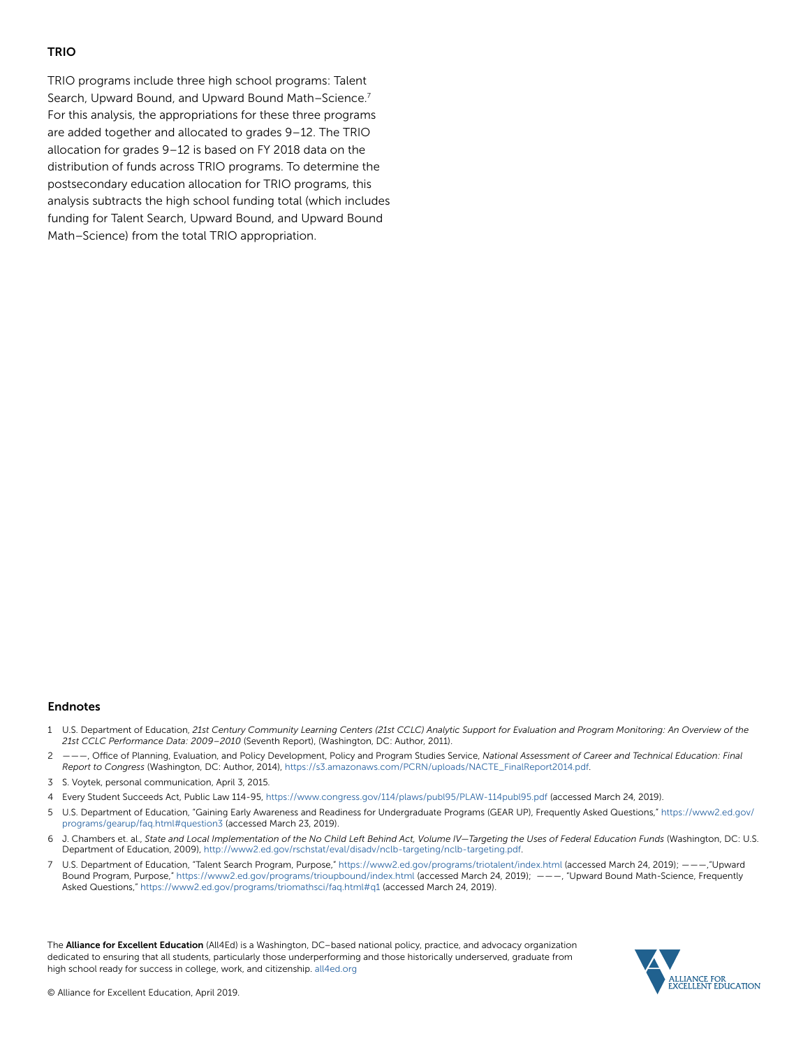### TRIO

TRIO programs include three high school programs: Talent Search, Upward Bound, and Upward Bound Math–Science.[7] For this analysis, the appropriations for these three programs are added together and allocated to grades 9–12. The TRIO allocation for grades 9–12 is based on FY 2018 data on the distribution of funds across TRIO programs. To determine the postsecondary education allocation for TRIO programs, this analysis subtracts the high school funding total (which includes funding for Talent Search, Upward Bound, and Upward Bound Math–Science) from the total TRIO appropriation.

### Endnotes

1 U.S. Department of Education, *21st Century Community Learning Centers (21st CCLC) Analytic Support for Evaluation and Program Monitoring: An Overview of the 21st CCLC Performance Data: 2009–2010* (Seventh Report), (Washington, DC: Author, 2011).

2 ———, Office of Planning, Evaluation, and Policy Development, Policy and Program Studies Service, *National Assessment of Career and Technical Education: Final Report to Congress* (Washington, DC: Author, 2014), https://s3.amazonaws.com/PCRN/uploads/NACTE_FinalReport2014.pdf.

3 S. Voytek, personal communication, April 3, 2015.

4 Every Student Succeeds Act, Public Law 114-95, https://www.congress.gov/114/plaws/publ95/PLAW-114publ95.pdf (accessed March 24, 2019).

5 U.S. Department of Education, "Gaining Early Awareness and Readiness for Undergraduate Programs (GEAR UP), Frequently Asked Questions," https://www2.ed.gov/programs/gearup/faq.html#question3 (accessed March 23, 2019).

6 J. Chambers et. al., *State and Local Implementation of the No Child Left Behind Act, Volume IV—Targeting the Uses of Federal Education Funds* (Washington, DC: U.S. Department of Education, 2009), http://www2.ed.gov/rschstat/eval/disadv/nclb-targeting/nclb-targeting.pdf.

7 U.S. Department of Education, "Talent Search Program, Purpose," https://www2.ed.gov/programs/triotalent/index.html (accessed March 24, 2019); ———,"Upward Bound Program, Purpose," https://www2.ed.gov/programs/trioupbound/index.html (accessed March 24, 2019); ———, "Upward Bound Math-Science, Frequently Asked Questions," https://www2.ed.gov/programs/triomathsci/faq.html#q1 (accessed March 24, 2019).

The **Alliance for Excellent Education** (All4Ed) is a Washington, DC–based national policy, practice, and advocacy organization dedicated to ensuring that all students, particularly those underperforming and those historically underserved, graduate from high school ready for success in college, work, and citizenship. all4ed.org

ALLIANCE FOR EXCELLENT EDUCATION

© Alliance for Excellent Education, April 2019.